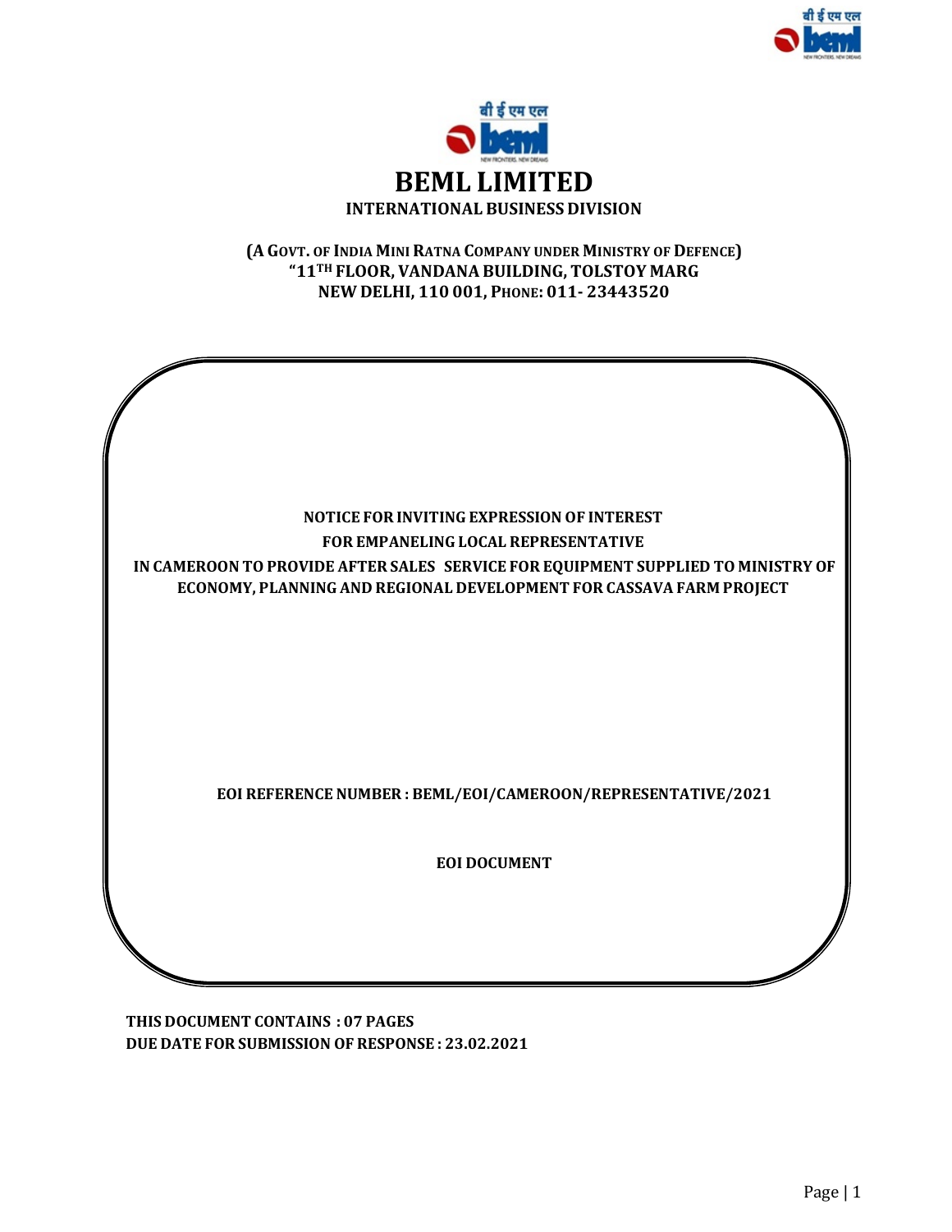बी ई एम एल

# BEML LIMITED

## INTERNATIONAL BUSINESS DIVISION

**(A GOVT. OF INDIA MINI RATNA COMPANY UNDER MINISTRY OF DEFENCE)**
**"11TH FLOOR, VANDANA BUILDING, TOLSTOY MARG**
**NEW DELHI, 110 001, PHONE: 011- 23443520**

**NOTICE FOR INVITING EXPRESSION OF INTEREST**
**FOR EMPANELING LOCAL REPRESENTATIVE**
**IN CAMEROON TO PROVIDE AFTER SALES SERVICE FOR EQUIPMENT SUPPLIED TO MINISTRY OF ECONOMY, PLANNING AND REGIONAL DEVELOPMENT FOR CASSAVA FARM PROJECT**

**EOI REFERENCE NUMBER : BEML/EOI/CAMEROON/REPRESENTATIVE/2021**

**EOI DOCUMENT**

**THIS DOCUMENT CONTAINS : 07 PAGES**
**DUE DATE FOR SUBMISSION OF RESPONSE : 23.02.2021**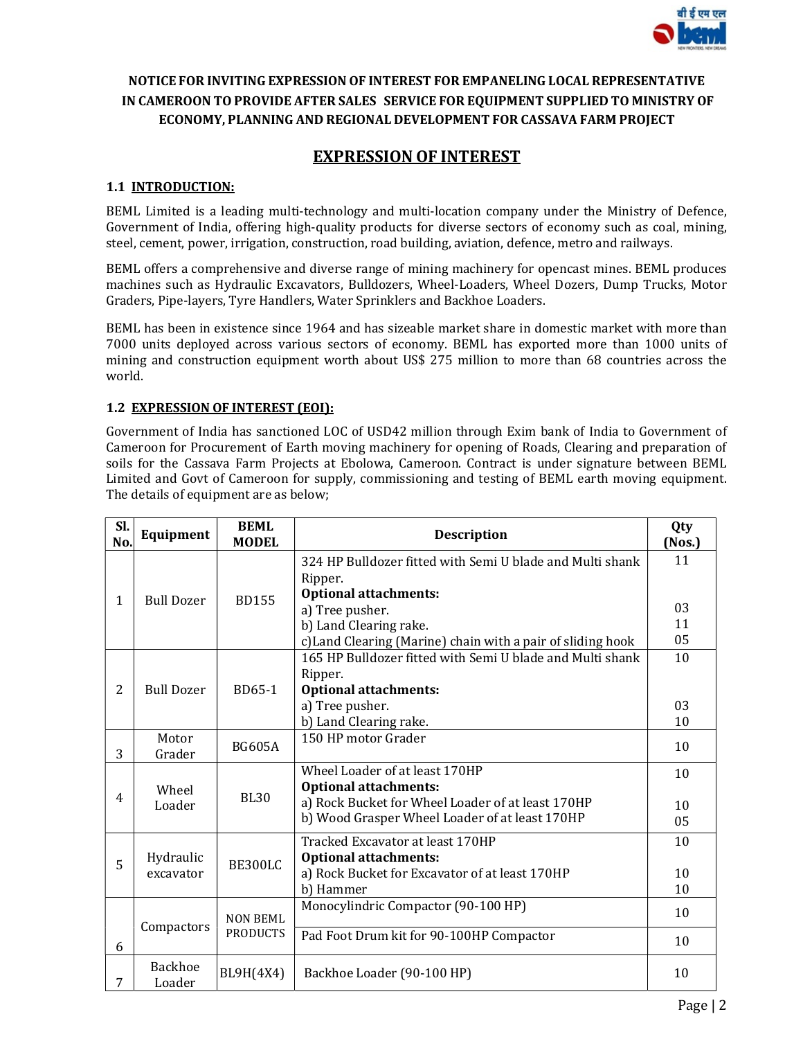**NOTICE FOR INVITING EXPRESSION OF INTEREST FOR EMPANELING LOCAL REPRESENTATIVE IN CAMEROON TO PROVIDE AFTER SALES SERVICE FOR EQUIPMENT SUPPLIED TO MINISTRY OF ECONOMY, PLANNING AND REGIONAL DEVELOPMENT FOR CASSAVA FARM PROJECT**

# EXPRESSION OF INTEREST

## 1.1 INTRODUCTION:

BEML Limited is a leading multi-technology and multi-location company under the Ministry of Defence, Government of India, offering high-quality products for diverse sectors of economy such as coal, mining, steel, cement, power, irrigation, construction, road building, aviation, defence, metro and railways.

BEML offers a comprehensive and diverse range of mining machinery for opencast mines. BEML produces machines such as Hydraulic Excavators, Bulldozers, Wheel-Loaders, Wheel Dozers, Dump Trucks, Motor Graders, Pipe-layers, Tyre Handlers, Water Sprinklers and Backhoe Loaders.

BEML has been in existence since 1964 and has sizeable market share in domestic market with more than 7000 units deployed across various sectors of economy. BEML has exported more than 1000 units of mining and construction equipment worth about US$ 275 million to more than 68 countries across the world.

## 1.2 EXPRESSION OF INTEREST (EOI):

Government of India has sanctioned LOC of USD42 million through Exim bank of India to Government of Cameroon for Procurement of Earth moving machinery for opening of Roads, Clearing and preparation of soils for the Cassava Farm Projects at Ebolowa, Cameroon. Contract is under signature between BEML Limited and Govt of Cameroon for supply, commissioning and testing of BEML earth moving equipment. The details of equipment are as below;

| Sl. No. | Equipment | BEML MODEL | Description | Qty (Nos.) |
|---|---|---|---|---|
| 1 | Bull Dozer | BD155 | 324 HP Bulldozer fitted with Semi U blade and Multi shank Ripper.<br>**Optional attachments:**<br>a) Tree pusher.<br>b) Land Clearing rake.<br>c)Land Clearing (Marine) chain with a pair of sliding hook | 11<br><br>03<br>11<br>05 |
| 2 | Bull Dozer | BD65-1 | 165 HP Bulldozer fitted with Semi U blade and Multi shank Ripper.<br>**Optional attachments:**<br>a) Tree pusher.<br>b) Land Clearing rake. | 10<br><br>03<br>10 |
| 3 | Motor Grader | BG605A | 150 HP motor Grader | 10 |
| 4 | Wheel Loader | BL30 | Wheel Loader of at least 170HP<br>**Optional attachments:**<br>a) Rock Bucket for Wheel Loader of at least 170HP<br>b) Wood Grasper Wheel Loader of at least 170HP | 10<br><br>10<br>05 |
| 5 | Hydraulic excavator | BE300LC | Tracked Excavator at least 170HP<br>**Optional attachments:**<br>a) Rock Bucket for Excavator of at least 170HP<br>b) Hammer | 10<br><br>10<br>10 |
| 6 | Compactors | NON BEML PRODUCTS | Monocylindric Compactor (90-100 HP) | 10 |
| | | | Pad Foot Drum kit for 90-100HP Compactor | 10 |
| 7 | Backhoe Loader | BL9H(4X4) | Backhoe Loader (90-100 HP) | 10 |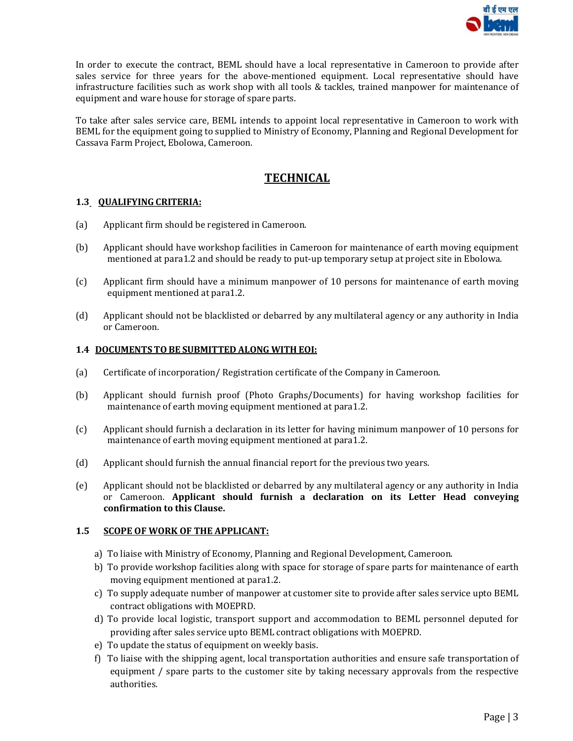In order to execute the contract, BEML should have a local representative in Cameroon to provide after sales service for three years for the above-mentioned equipment. Local representative should have infrastructure facilities such as work shop with all tools & tackles, trained manpower for maintenance of equipment and ware house for storage of spare parts.

To take after sales service care, BEML intends to appoint local representative in Cameroon to work with BEML for the equipment going to supplied to Ministry of Economy, Planning and Regional Development for Cassava Farm Project, Ebolowa, Cameroon.

## TECHNICAL

### 1.3 QUALIFYING CRITERIA:

(a) Applicant firm should be registered in Cameroon.

(b) Applicant should have workshop facilities in Cameroon for maintenance of earth moving equipment mentioned at para1.2 and should be ready to put-up temporary setup at project site in Ebolowa.

(c) Applicant firm should have a minimum manpower of 10 persons for maintenance of earth moving equipment mentioned at para1.2.

(d) Applicant should not be blacklisted or debarred by any multilateral agency or any authority in India or Cameroon.

### 1.4 DOCUMENTS TO BE SUBMITTED ALONG WITH EOI:

(a) Certificate of incorporation/ Registration certificate of the Company in Cameroon.

(b) Applicant should furnish proof (Photo Graphs/Documents) for having workshop facilities for maintenance of earth moving equipment mentioned at para1.2.

(c) Applicant should furnish a declaration in its letter for having minimum manpower of 10 persons for maintenance of earth moving equipment mentioned at para1.2.

(d) Applicant should furnish the annual financial report for the previous two years.

(e) Applicant should not be blacklisted or debarred by any multilateral agency or any authority in India or Cameroon. **Applicant should furnish a declaration on its Letter Head conveying confirmation to this Clause.**

### 1.5 SCOPE OF WORK OF THE APPLICANT:

a) To liaise with Ministry of Economy, Planning and Regional Development, Cameroon.
b) To provide workshop facilities along with space for storage of spare parts for maintenance of earth moving equipment mentioned at para1.2.
c) To supply adequate number of manpower at customer site to provide after sales service upto BEML contract obligations with MOEPRD.
d) To provide local logistic, transport support and accommodation to BEML personnel deputed for providing after sales service upto BEML contract obligations with MOEPRD.
e) To update the status of equipment on weekly basis.
f) To liaise with the shipping agent, local transportation authorities and ensure safe transportation of equipment / spare parts to the customer site by taking necessary approvals from the respective authorities.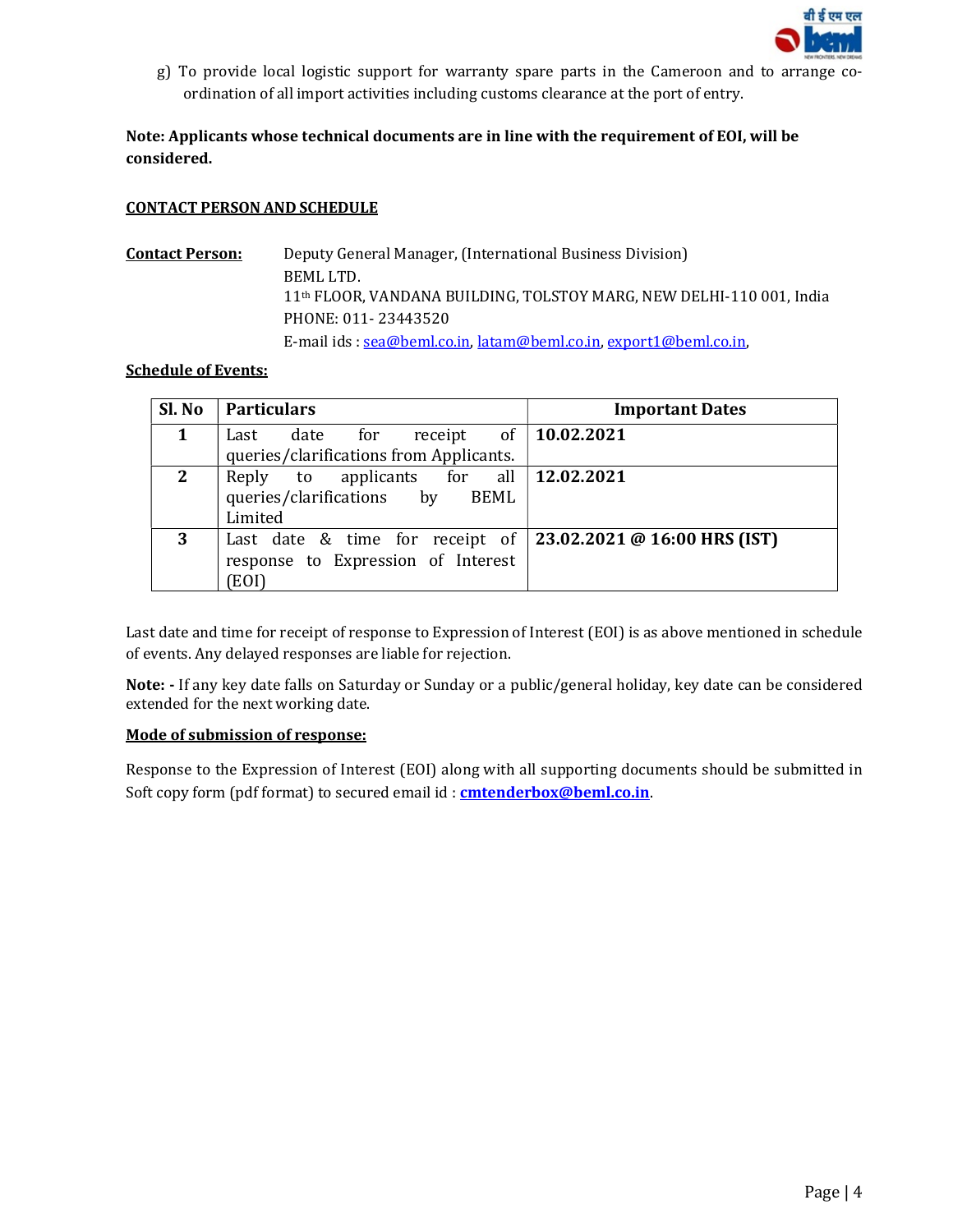g) To provide local logistic support for warranty spare parts in the Cameroon and to arrange co-ordination of all import activities including customs clearance at the port of entry.

**Note: Applicants whose technical documents are in line with the requirement of EOI, will be considered.**

## CONTACT PERSON AND SCHEDULE

**Contact Person:** Deputy General Manager, (International Business Division)
BEML LTD.
11th FLOOR, VANDANA BUILDING, TOLSTOY MARG, NEW DELHI-110 001, India
PHONE: 011- 23443520
E-mail ids : sea@beml.co.in, latam@beml.co.in, export1@beml.co.in,

**Schedule of Events:**

| Sl. No | Particulars | Important Dates |
|---|---|---|
| **1** | Last date for receipt of queries/clarifications from Applicants. | **10.02.2021** |
| **2** | Reply to applicants for all queries/clarifications by BEML Limited | **12.02.2021** |
| **3** | Last date & time for receipt of response to Expression of Interest (EOI) | **23.02.2021 @ 16:00 HRS (IST)** |

Last date and time for receipt of response to Expression of Interest (EOI) is as above mentioned in schedule of events. Any delayed responses are liable for rejection.

**Note: -** If any key date falls on Saturday or Sunday or a public/general holiday, key date can be considered extended for the next working date.

**Mode of submission of response:**

Response to the Expression of Interest (EOI) along with all supporting documents should be submitted in Soft copy form (pdf format) to secured email id : **cmtenderbox@beml.co.in**.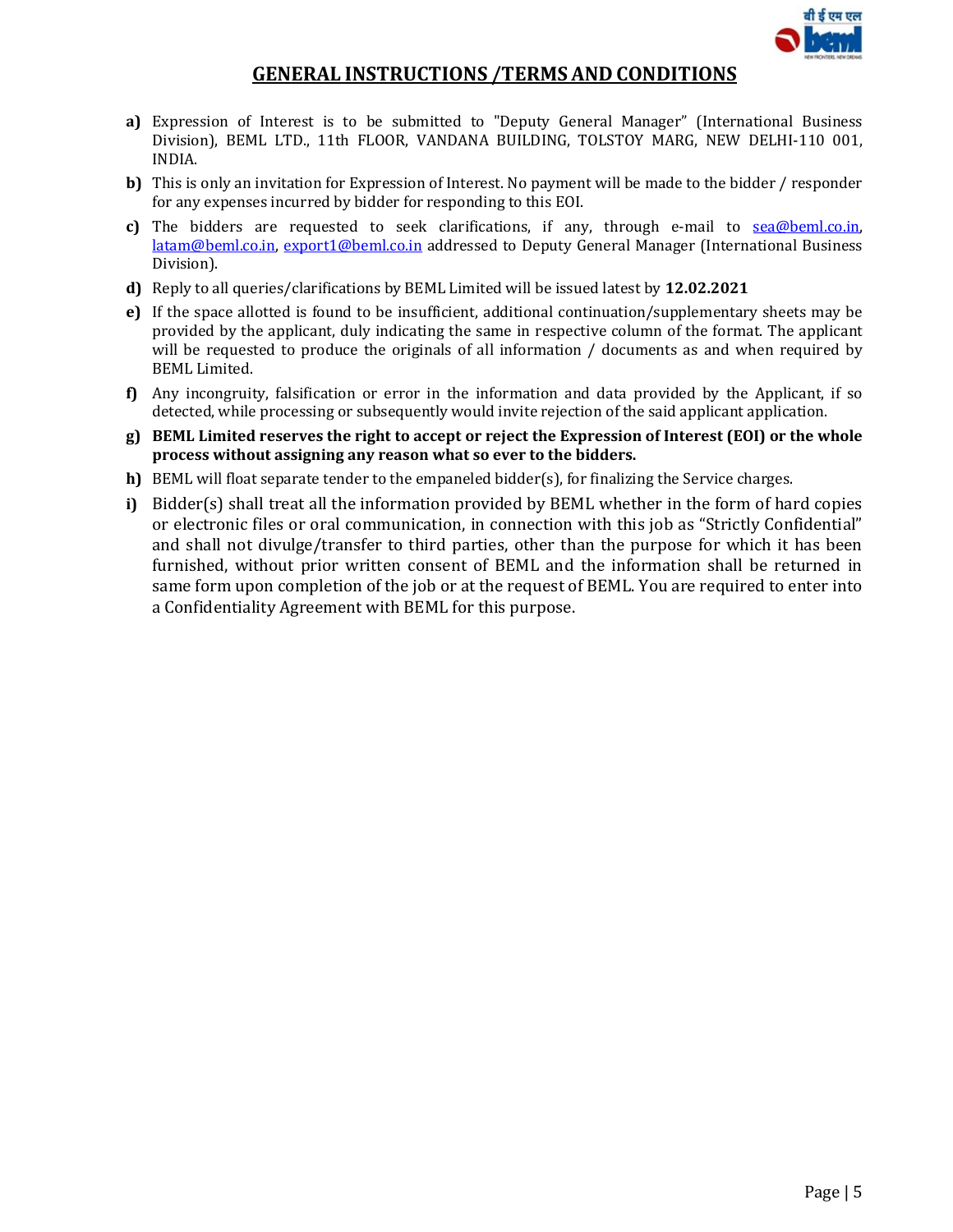## GENERAL INSTRUCTIONS /TERMS AND CONDITIONS

**a)** Expression of Interest is to be submitted to "Deputy General Manager" (International Business Division), BEML LTD., 11th FLOOR, VANDANA BUILDING, TOLSTOY MARG, NEW DELHI-110 001, INDIA.

**b)** This is only an invitation for Expression of Interest. No payment will be made to the bidder / responder for any expenses incurred by bidder for responding to this EOI.

**c)** The bidders are requested to seek clarifications, if any, through e-mail to sea@beml.co.in, latam@beml.co.in, export1@beml.co.in addressed to Deputy General Manager (International Business Division).

**d)** Reply to all queries/clarifications by BEML Limited will be issued latest by **12.02.2021**

**e)** If the space allotted is found to be insufficient, additional continuation/supplementary sheets may be provided by the applicant, duly indicating the same in respective column of the format. The applicant will be requested to produce the originals of all information / documents as and when required by BEML Limited.

**f)** Any incongruity, falsification or error in the information and data provided by the Applicant, if so detected, while processing or subsequently would invite rejection of the said applicant application.

**g)** **BEML Limited reserves the right to accept or reject the Expression of Interest (EOI) or the whole process without assigning any reason what so ever to the bidders.**

**h)** BEML will float separate tender to the empaneled bidder(s), for finalizing the Service charges.

**i)** Bidder(s) shall treat all the information provided by BEML whether in the form of hard copies or electronic files or oral communication, in connection with this job as "Strictly Confidential" and shall not divulge/transfer to third parties, other than the purpose for which it has been furnished, without prior written consent of BEML and the information shall be returned in same form upon completion of the job or at the request of BEML. You are required to enter into a Confidentiality Agreement with BEML for this purpose.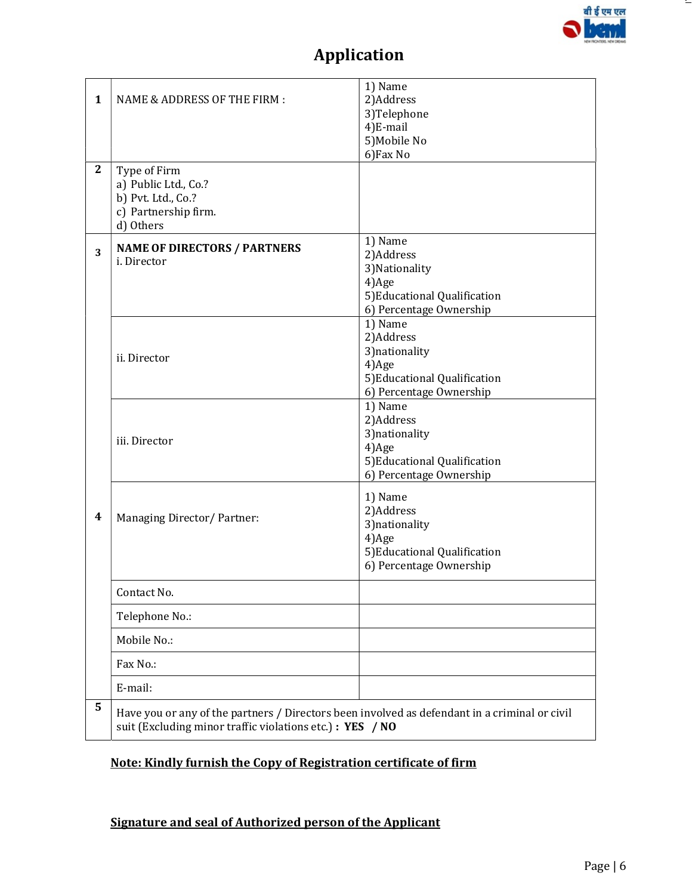# Application

| | | |
|---|---|---|
| **1** | NAME & ADDRESS OF THE FIRM : | 1) Name<br>2)Address<br>3)Telephone<br>4)E-mail<br>5)Mobile No<br>6)Fax No |
| **2** | Type of Firm<br>a) Public Ltd., Co.?<br>b) Pvt. Ltd., Co.?<br>c) Partnership firm.<br>d) Others | |
| **3** | **NAME OF DIRECTORS / PARTNERS**<br>i. Director | 1) Name<br>2)Address<br>3)Nationality<br>4)Age<br>5)Educational Qualification<br>6) Percentage Ownership |
| | ii. Director | 1) Name<br>2)Address<br>3)nationality<br>4)Age<br>5)Educational Qualification<br>6) Percentage Ownership |
| | iii. Director | 1) Name<br>2)Address<br>3)nationality<br>4)Age<br>5)Educational Qualification<br>6) Percentage Ownership |
| **4** | Managing Director/ Partner: | 1) Name<br>2)Address<br>3)nationality<br>4)Age<br>5)Educational Qualification<br>6) Percentage Ownership |
| | Contact No. | |
| | Telephone No.: | |
| | Mobile No.: | |
| | Fax No.: | |
| | E-mail: | |
| **5** | Have you or any of the partners / Directors been involved as defendant in a criminal or civil suit (Excluding minor traffic violations etc.) **: YES / NO** | |

**Note: Kindly furnish the Copy of Registration certificate of firm**

**Signature and seal of Authorized person of the Applicant**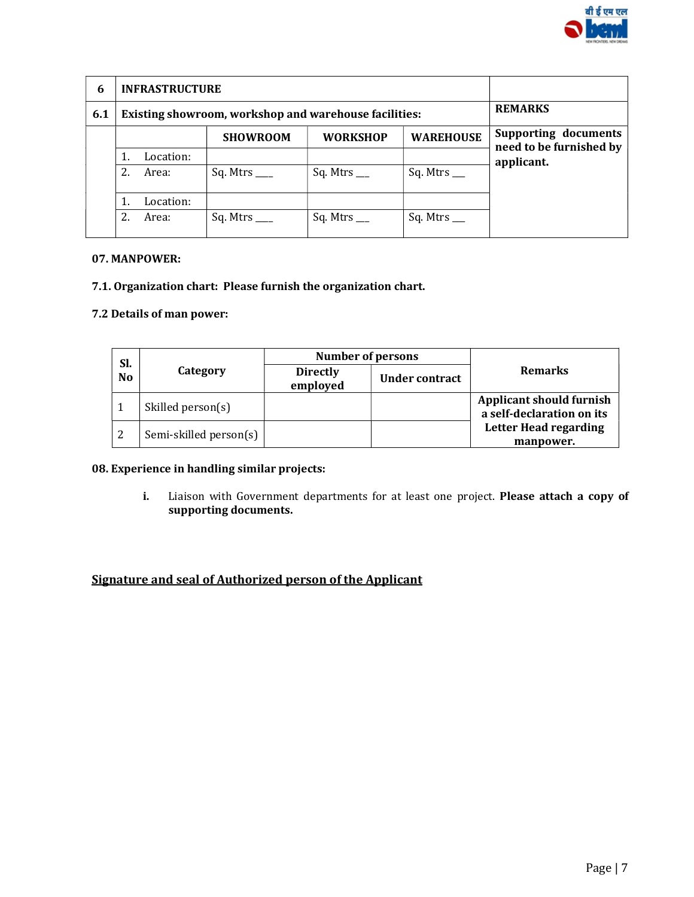| 6 | **INFRASTRUCTURE** | | | | |
|---|---|---|---|---|---|
| **6.1** | **Existing showroom, workshop and warehouse facilities:** | | | | **REMARKS** |
| | | **SHOWROOM** | **WORKSHOP** | **WAREHOUSE** | **Supporting documents need to be furnished by applicant.** |
| | 1. Location: | | | | |
| | 2. Area: | Sq. Mtrs ___ | Sq. Mtrs ___ | Sq. Mtrs ___ | |
| | 1. Location: | | | | |
| | 2. Area: | Sq. Mtrs ___ | Sq. Mtrs ___ | Sq. Mtrs ___ | |

**07. MANPOWER:**

**7.1. Organization chart: Please furnish the organization chart.**

**7.2 Details of man power:**

| Sl. No | Category | Number of persons | | Remarks |
|---|---|---|---|---|
| | | Directly employed | Under contract | |
| 1 | Skilled person(s) | | | **Applicant should furnish a self-declaration on its Letter Head regarding manpower.** |
| 2 | Semi-skilled person(s) | | | |

**08. Experience in handling similar projects:**

i. Liaison with Government departments for at least one project. **Please attach a copy of supporting documents.**

**Signature and seal of Authorized person of the Applicant**